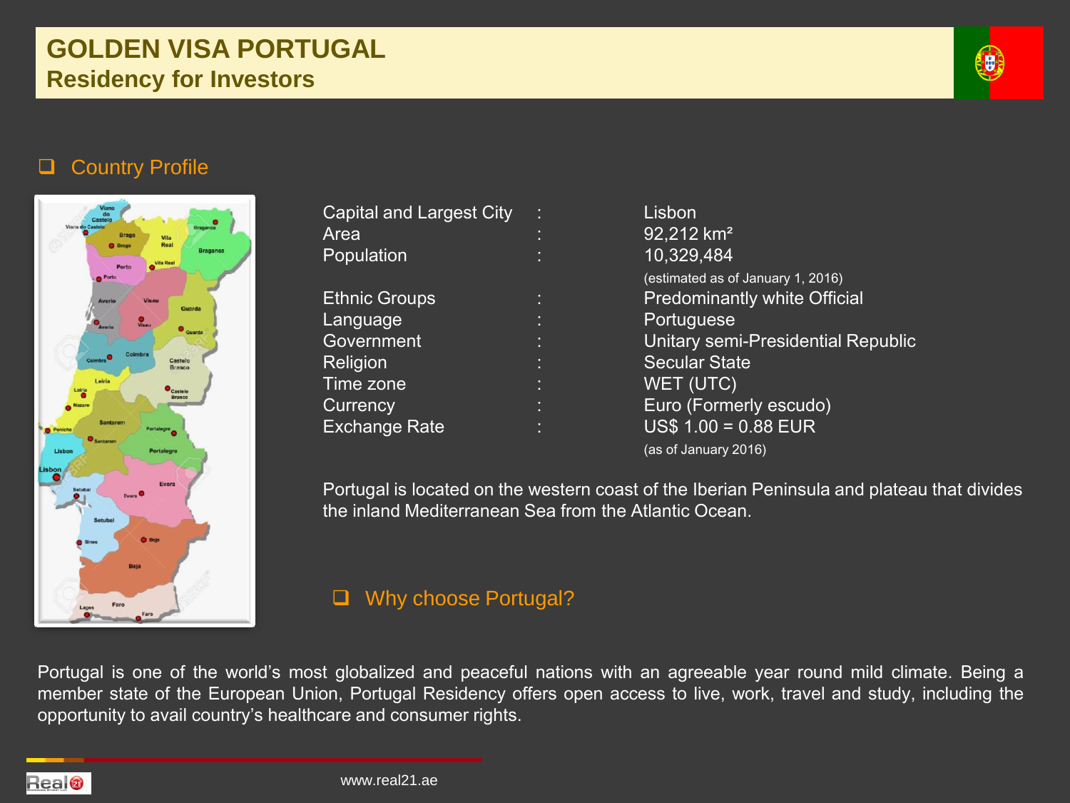# GOLDEN VISA PORTUGAL
## Residency for Investors

### Country Profile

| | | |
|---|---|---|
| Capital and Largest City | : | Lisbon |
| Area | : | 92,212 km² |
| Population | : | 10,329,484 (estimated as of January 1, 2016) |
| Ethnic Groups | : | Predominantly white Official |
| Language | : | Portuguese |
| Government | : | Unitary semi-Presidential Republic |
| Religion | : | Secular State |
| Time zone | : | WET (UTC) |
| Currency | : | Euro (Formerly escudo) |
| Exchange Rate | : | US$ 1.00 = 0.88 EUR (as of January 2016) |

Portugal is located on the western coast of the Iberian Peninsula and plateau that divides the inland Mediterranean Sea from the Atlantic Ocean.

### Why choose Portugal?

Portugal is one of the world's most globalized and peaceful nations with an agreeable year round mild climate. Being a member state of the European Union, Portugal Residency offers open access to live, work, travel and study, including the opportunity to avail country's healthcare and consumer rights.

www.real21.ae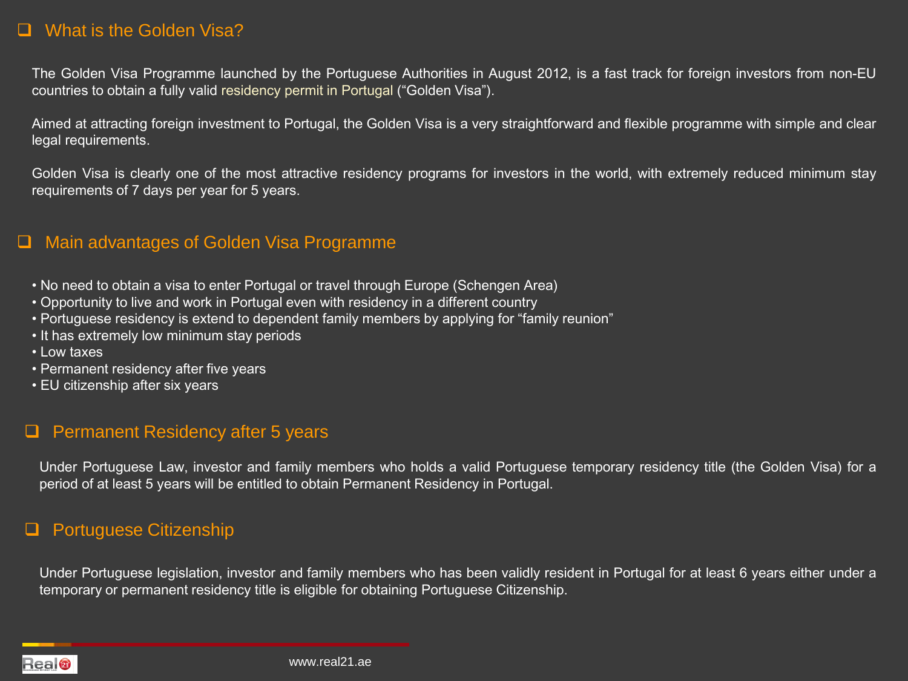## What is the Golden Visa?

The Golden Visa Programme launched by the Portuguese Authorities in August 2012, is a fast track for foreign investors from non-EU countries to obtain a fully valid residency permit in Portugal ("Golden Visa").

Aimed at attracting foreign investment to Portugal, the Golden Visa is a very straightforward and flexible programme with simple and clear legal requirements.

Golden Visa is clearly one of the most attractive residency programs for investors in the world, with extremely reduced minimum stay requirements of 7 days per year for 5 years.

## Main advantages of Golden Visa Programme

- No need to obtain a visa to enter Portugal or travel through Europe (Schengen Area)
- Opportunity to live and work in Portugal even with residency in a different country
- Portuguese residency is extend to dependent family members by applying for "family reunion"
- It has extremely low minimum stay periods
- Low taxes
- Permanent residency after five years
- EU citizenship after six years

## Permanent Residency after 5 years

Under Portuguese Law, investor and family members who holds a valid Portuguese temporary residency title (the Golden Visa) for a period of at least 5 years will be entitled to obtain Permanent Residency in Portugal.

## Portuguese Citizenship

Under Portuguese legislation, investor and family members who has been validly resident in Portugal for at least 6 years either under a temporary or permanent residency title is eligible for obtaining Portuguese Citizenship.

www.real21.ae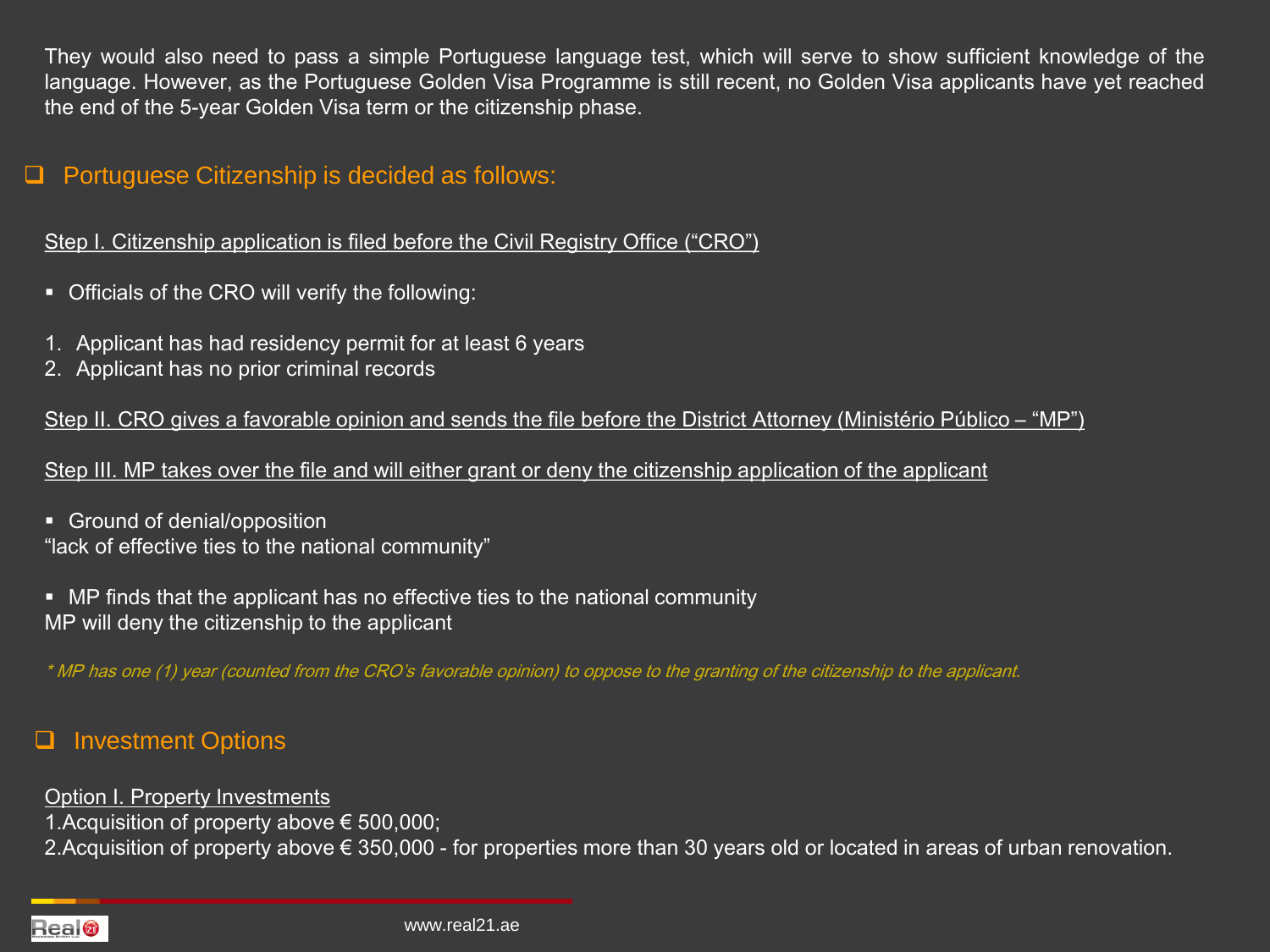They would also need to pass a simple Portuguese language test, which will serve to show sufficient knowledge of the language. However, as the Portuguese Golden Visa Programme is still recent, no Golden Visa applicants have yet reached the end of the 5-year Golden Visa term or the citizenship phase.

## Portuguese Citizenship is decided as follows:

Step I. Citizenship application is filed before the Civil Registry Office (“CRO”)

- Officials of the CRO will verify the following:

1. Applicant has had residency permit for at least 6 years
2. Applicant has no prior criminal records

Step II. CRO gives a favorable opinion and sends the file before the District Attorney (Ministério Público – “MP”)

Step III. MP takes over the file and will either grant or deny the citizenship application of the applicant

- Ground of denial/opposition

“lack of effective ties to the national community”

- MP finds that the applicant has no effective ties to the national community

MP will deny the citizenship to the applicant

*\* MP has one (1) year (counted from the CRO’s favorable opinion) to oppose to the granting of the citizenship to the applicant.*

## Investment Options

Option I. Property Investments

1. Acquisition of property above € 500,000;
2. Acquisition of property above € 350,000 - for properties more than 30 years old or located in areas of urban renovation.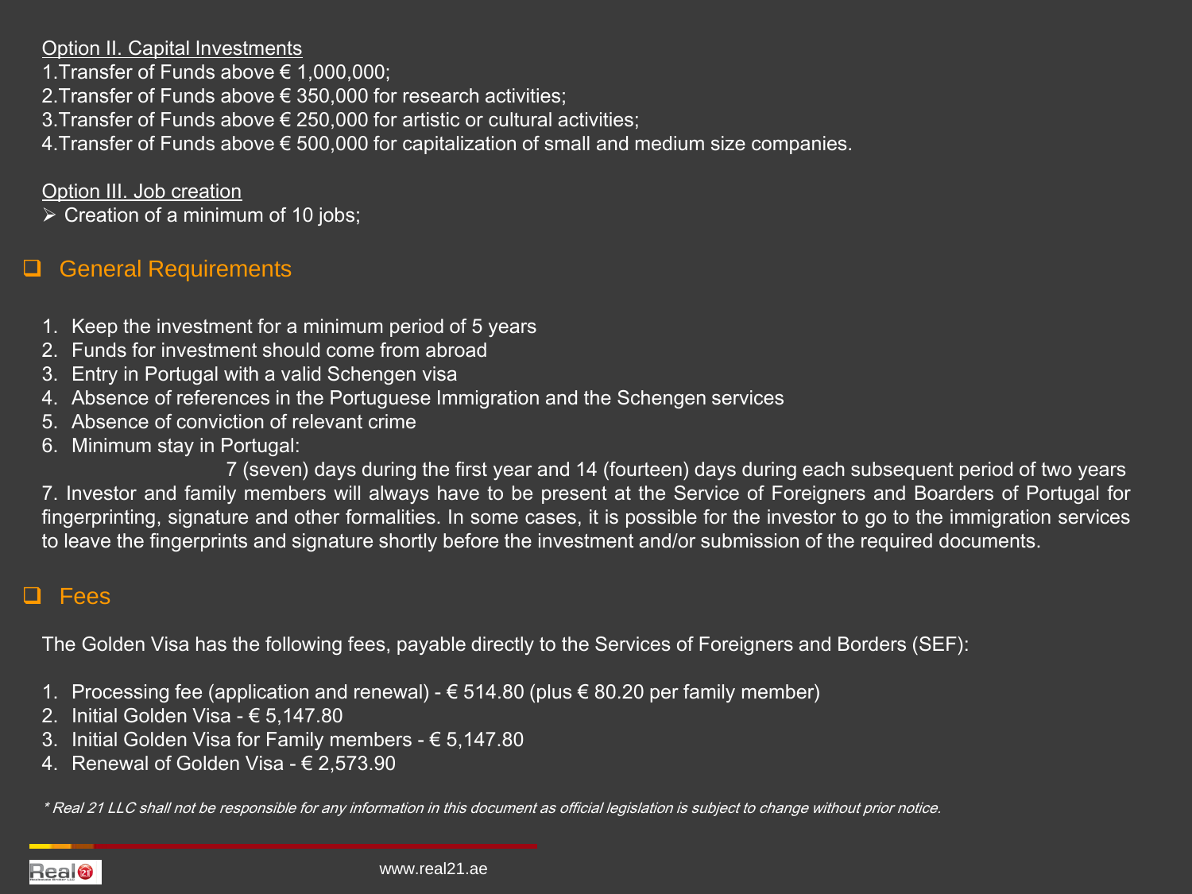Option II. Capital Investments

1. Transfer of Funds above € 1,000,000;
2. Transfer of Funds above € 350,000 for research activities;
3. Transfer of Funds above € 250,000 for artistic or cultural activities;
4. Transfer of Funds above € 500,000 for capitalization of small and medium size companies.

Option III. Job creation

- Creation of a minimum of 10 jobs;

## General Requirements

1. Keep the investment for a minimum period of 5 years
2. Funds for investment should come from abroad
3. Entry in Portugal with a valid Schengen visa
4. Absence of references in the Portuguese Immigration and the Schengen services
5. Absence of conviction of relevant crime
6. Minimum stay in Portugal:
   7 (seven) days during the first year and 14 (fourteen) days during each subsequent period of two years
7. Investor and family members will always have to be present at the Service of Foreigners and Boarders of Portugal for fingerprinting, signature and other formalities. In some cases, it is possible for the investor to go to the immigration services to leave the fingerprints and signature shortly before the investment and/or submission of the required documents.

## Fees

The Golden Visa has the following fees, payable directly to the Services of Foreigners and Borders (SEF):

1. Processing fee (application and renewal) - € 514.80 (plus € 80.20 per family member)
2. Initial Golden Visa - € 5,147.80
3. Initial Golden Visa for Family members - € 5,147.80
4. Renewal of Golden Visa - € 2,573.90

*\* Real 21 LLC shall not be responsible for any information in this document as official legislation is subject to change without prior notice.*

www.real21.ae